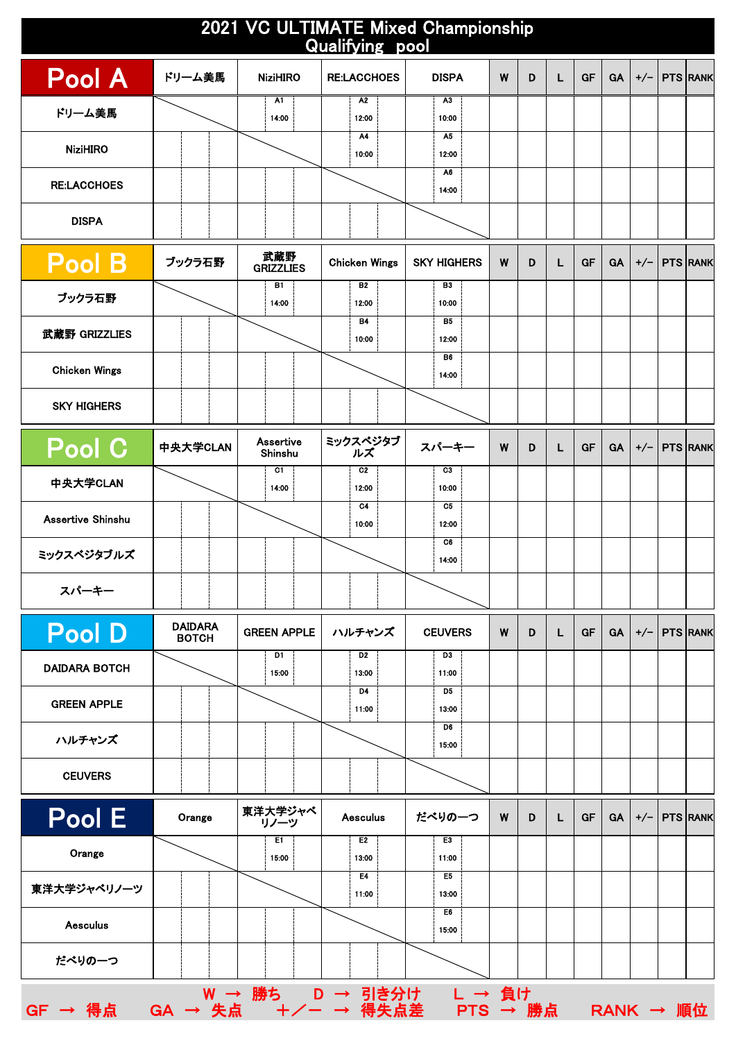# 2021 VC ULTIMATE Mixed Championship
## Qualifying pool

| Pool A | ドリーム美馬 | NiziHIRO | RE:LACCHOES | DISPA | W | D | L | GF | GA | +/− | PTS | RANK |
|---|---|---|---|---|---|---|---|---|---|---|---|---|
| ドリーム美馬 | | A1 14:00 | A2 12:00 | A3 10:00 | | | | | | | | |
| NiziHIRO | | | A4 10:00 | A5 12:00 | | | | | | | | |
| RE:LACCHOES | | | | A6 14:00 | | | | | | | | |
| DISPA | | | | | | | | | | | | |

| Pool B | ブックラ石野 | 武蔵野 GRIZZLIES | Chicken Wings | SKY HIGHERS | W | D | L | GF | GA | +/− | PTS | RANK |
|---|---|---|---|---|---|---|---|---|---|---|---|---|
| ブックラ石野 | | B1 14:00 | B2 12:00 | B3 10:00 | | | | | | | | |
| 武蔵野 GRIZZLIES | | | B4 10:00 | B5 12:00 | | | | | | | | |
| Chicken Wings | | | | B6 14:00 | | | | | | | | |
| SKY HIGHERS | | | | | | | | | | | | |

| Pool C | 中央大学CLAN | Assertive Shinshu | ミックスベジタブルズ | スパーキー | W | D | L | GF | GA | +/− | PTS | RANK |
|---|---|---|---|---|---|---|---|---|---|---|---|---|
| 中央大学CLAN | | C1 14:00 | C2 12:00 | C3 10:00 | | | | | | | | |
| Assertive Shinshu | | | C4 10:00 | C5 12:00 | | | | | | | | |
| ミックスベジタブルズ | | | | C6 14:00 | | | | | | | | |
| スパーキー | | | | | | | | | | | | |

| Pool D | DAIDARA BOTCH | GREEN APPLE | ハルチャンズ | CEUVERS | W | D | L | GF | GA | +/− | PTS | RANK |
|---|---|---|---|---|---|---|---|---|---|---|---|---|
| DAIDARA BOTCH | | D1 15:00 | D2 13:00 | D3 11:00 | | | | | | | | |
| GREEN APPLE | | | D4 11:00 | D5 13:00 | | | | | | | | |
| ハルチャンズ | | | | D6 15:00 | | | | | | | | |
| CEUVERS | | | | | | | | | | | | |

| Pool E | Orange | 東洋大学ジャベリノーツ | Aesculus | だべりの一つ | W | D | L | GF | GA | +/− | PTS | RANK |
|---|---|---|---|---|---|---|---|---|---|---|---|---|
| Orange | | E1 15:00 | E2 13:00 | E3 11:00 | | | | | | | | |
| 東洋大学ジャベリノーツ | | | E4 11:00 | E5 13:00 | | | | | | | | |
| Aesculus | | | | E6 15:00 | | | | | | | | |
| だべりの一つ | | | | | | | | | | | | |

W → 勝ち　D → 引き分け　L → 負け
GF → 得点　GA → 失点　＋／－ → 得失点差　PTS → 勝点　RANK → 順位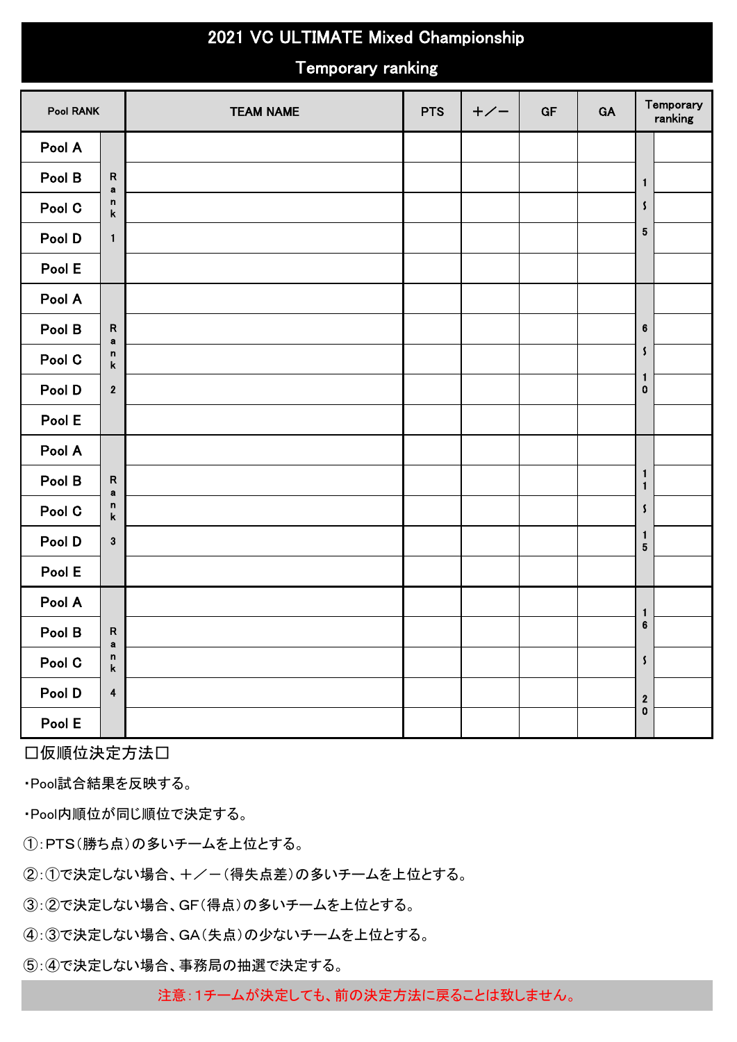# 2021 VC ULTIMATE Mixed Championship

## Temporary ranking

| Pool RANK | | TEAM NAME | PTS | ＋／－ | GF | GA | Temporary ranking | |
|---|---|---|---|---|---|---|---|---|
| Pool A | Rank 1 | | | | | | 1～5 | |
| Pool B | | | | | | | | |
| Pool C | | | | | | | | |
| Pool D | | | | | | | | |
| Pool E | | | | | | | | |
| Pool A | Rank 2 | | | | | | 6～10 | |
| Pool B | | | | | | | | |
| Pool C | | | | | | | | |
| Pool D | | | | | | | | |
| Pool E | | | | | | | | |
| Pool A | Rank 3 | | | | | | 11～15 | |
| Pool B | | | | | | | | |
| Pool C | | | | | | | | |
| Pool D | | | | | | | | |
| Pool E | | | | | | | | |
| Pool A | Rank 4 | | | | | | 16～20 | |
| Pool B | | | | | | | | |
| Pool C | | | | | | | | |
| Pool D | | | | | | | | |
| Pool E | | | | | | | | |

□仮順位決定方法□

・Pool試合結果を反映する。

・Pool内順位が同じ順位で決定する。

①：PTS（勝ち点）の多いチームを上位とする。

②：①で決定しない場合、＋／－（得失点差）の多いチームを上位とする。

③：②で決定しない場合、GF（得点）の多いチームを上位とする。

④：③で決定しない場合、GA（失点）の少ないチームを上位とする。

⑤：④で決定しない場合、事務局の抽選で決定する。

注意：1チームが決定しても、前の決定方法に戻ることは致しません。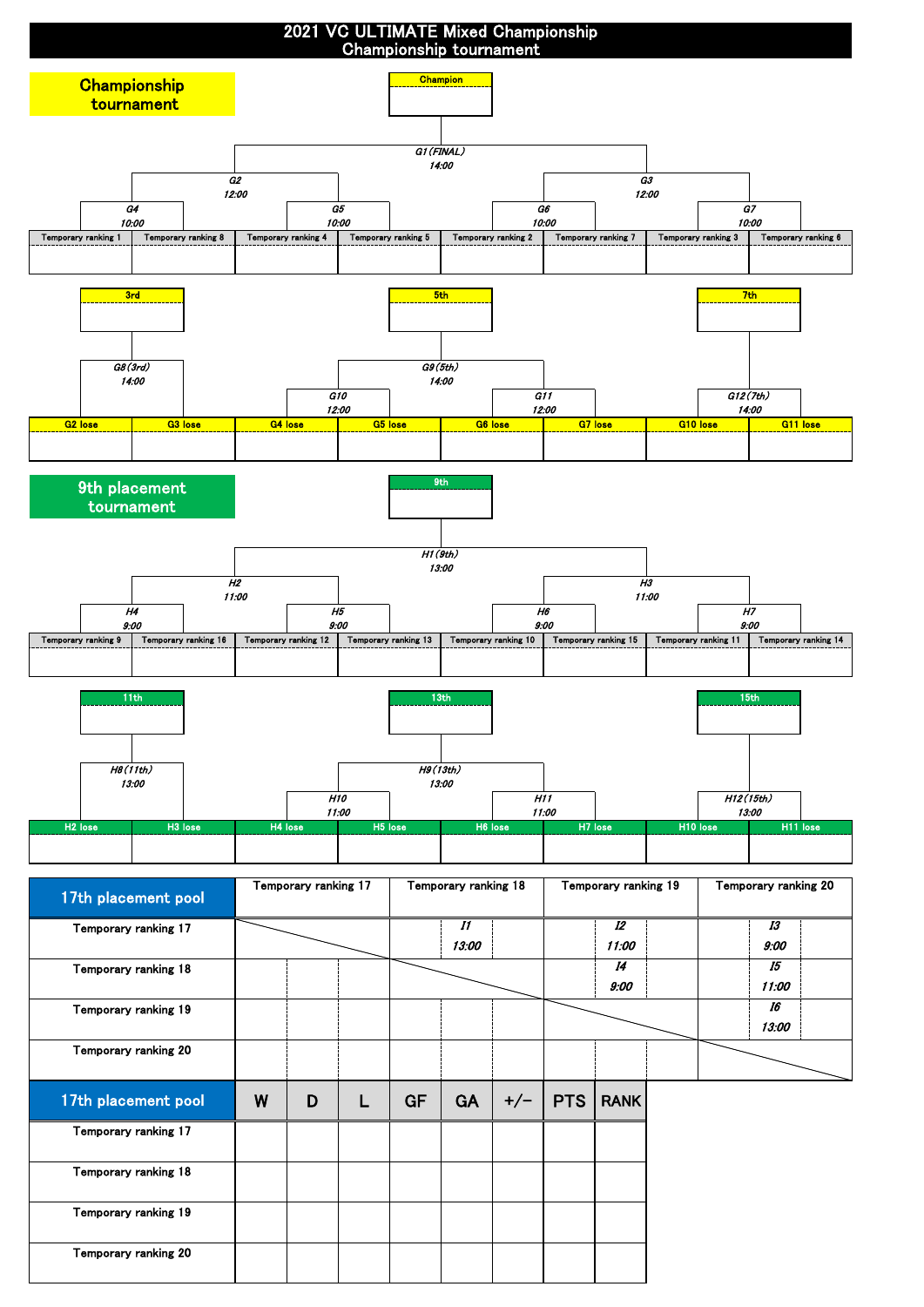# 2021 VC ULTIMATE Mixed Championship
## Championship tournament

## Championship tournament

**Champion**

G1 (FINAL) 14:00

G2 12:00 — G3 12:00

| G4 10:00 | | G5 10:00 | | G6 10:00 | | G7 10:00 | |
|---|---|---|---|---|---|---|---|
| Temporary ranking 1 | Temporary ranking 8 | Temporary ranking 4 | Temporary ranking 5 | Temporary ranking 2 | Temporary ranking 7 | Temporary ranking 3 | Temporary ranking 6 |
| | | | | | | | |

**3rd** — G8 (3rd) 14:00

**5th** — G9 (5th) 14:00

**7th** — G12 (7th) 14:00

G10 12:00 — G11 12:00

| G2 lose | G3 lose | G4 lose | G5 lose | G6 lose | G7 lose | G10 lose | G11 lose |
|---|---|---|---|---|---|---|---|
| | | | | | | | |

## 9th placement tournament

**9th**

H1 (9th) 13:00

H2 11:00 — H3 11:00

| H4 9:00 | | H5 9:00 | | H6 9:00 | | H7 9:00 | |
|---|---|---|---|---|---|---|---|
| Temporary ranking 9 | Temporary ranking 16 | Temporary ranking 12 | Temporary ranking 13 | Temporary ranking 10 | Temporary ranking 15 | Temporary ranking 11 | Temporary ranking 14 |
| | | | | | | | |

**11th** — H8 (11th) 13:00

**13th** — H9 (13th) 13:00

**15th** — H12 (15th) 13:00

H10 11:00 — H11 11:00

| H2 lose | H3 lose | H4 lose | H5 lose | H6 lose | H7 lose | H10 lose | H11 lose |
|---|---|---|---|---|---|---|---|
| | | | | | | | |

| 17th placement pool | Temporary ranking 17 | Temporary ranking 18 | Temporary ranking 19 | Temporary ranking 20 |
|---|---|---|---|---|
| Temporary ranking 17 | | I1 13:00 | I2 11:00 | I3 9:00 |
| Temporary ranking 18 | | | I4 9:00 | I5 11:00 |
| Temporary ranking 19 | | | | I6 13:00 |
| Temporary ranking 20 | | | | |

| 17th placement pool | W | D | L | GF | GA | +/− | PTS | RANK |
|---|---|---|---|---|---|---|---|---|
| Temporary ranking 17 | | | | | | | | |
| Temporary ranking 18 | | | | | | | | |
| Temporary ranking 19 | | | | | | | | |
| Temporary ranking 20 | | | | | | | | |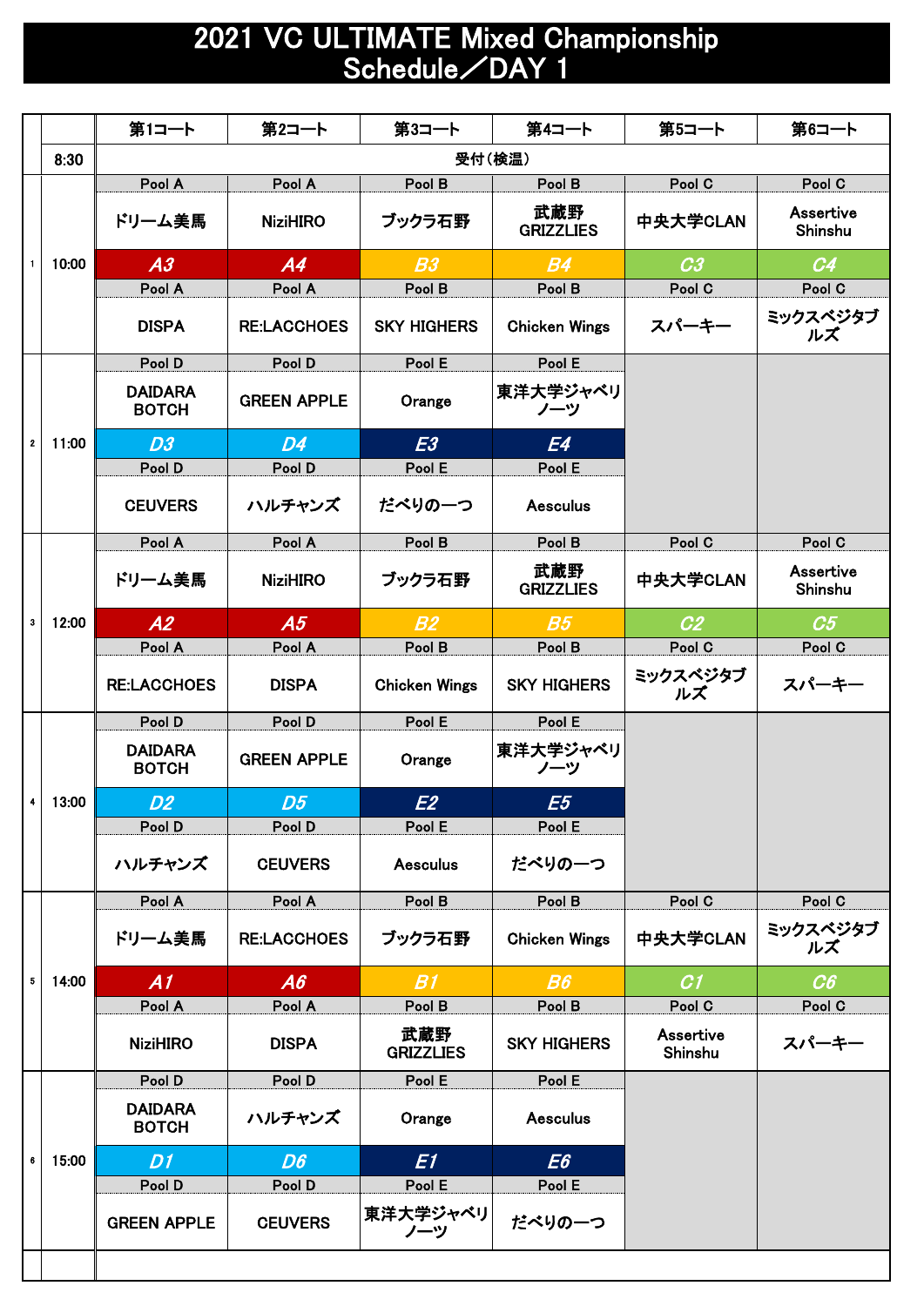# 2021 VC ULTIMATE Mixed Championship
# Schedule／DAY 1

| | | 第1コート | 第2コート | 第3コート | 第4コート | 第5コート | 第6コート |
|---|---|---|---|---|---|---|---|
| | 8:30 | 受付（検温） | | | | | |
| 1 | 10:00 | Pool A<br>ドリーム美馬<br>**A3**<br>Pool A<br>DISPA | Pool A<br>NiziHIRO<br>**A4**<br>Pool A<br>RE:LACCHOES | Pool B<br>ブックラ石野<br>**B3**<br>Pool B<br>SKY HIGHERS | Pool B<br>武蔵野GRIZZLIES<br>**B4**<br>Pool B<br>Chicken Wings | Pool C<br>中央大学CLAN<br>**C3**<br>Pool C<br>スパーキー | Pool C<br>Assertive Shinshu<br>**C4**<br>Pool C<br>ミックスベジタブルズ |
| 2 | 11:00 | Pool D<br>DAIDARA BOTCH<br>**D3**<br>Pool D<br>CEUVERS | Pool D<br>GREEN APPLE<br>**D4**<br>Pool D<br>ハルチャンズ | Pool E<br>Orange<br>**E3**<br>Pool E<br>だべりの一つ | Pool E<br>東洋大学ジャベリノーツ<br>**E4**<br>Pool E<br>Aesculus | | |
| 3 | 12:00 | Pool A<br>ドリーム美馬<br>**A2**<br>Pool A<br>RE:LACCHOES | Pool A<br>NiziHIRO<br>**A5**<br>Pool A<br>DISPA | Pool B<br>ブックラ石野<br>**B2**<br>Pool B<br>Chicken Wings | Pool B<br>武蔵野GRIZZLIES<br>**B5**<br>Pool B<br>SKY HIGHERS | Pool C<br>中央大学CLAN<br>**C2**<br>Pool C<br>ミックスベジタブルズ | Pool C<br>Assertive Shinshu<br>**C5**<br>Pool C<br>スパーキー |
| 4 | 13:00 | Pool D<br>DAIDARA BOTCH<br>**D2**<br>Pool D<br>ハルチャンズ | Pool D<br>GREEN APPLE<br>**D5**<br>Pool D<br>CEUVERS | Pool E<br>Orange<br>**E2**<br>Pool E<br>Aesculus | Pool E<br>東洋大学ジャベリノーツ<br>**E5**<br>Pool E<br>だべりの一つ | | |
| 5 | 14:00 | Pool A<br>ドリーム美馬<br>**A1**<br>Pool A<br>NiziHIRO | Pool A<br>RE:LACCHOES<br>**A6**<br>Pool A<br>DISPA | Pool B<br>ブックラ石野<br>**B1**<br>Pool B<br>武蔵野GRIZZLIES | Pool B<br>Chicken Wings<br>**B6**<br>Pool B<br>SKY HIGHERS | Pool C<br>中央大学CLAN<br>**C1**<br>Pool C<br>Assertive Shinshu | Pool C<br>ミックスベジタブルズ<br>**C6**<br>Pool C<br>スパーキー |
| 6 | 15:00 | Pool D<br>DAIDARA BOTCH<br>**D1**<br>Pool D<br>GREEN APPLE | Pool D<br>ハルチャンズ<br>**D6**<br>Pool D<br>CEUVERS | Pool E<br>Orange<br>**E1**<br>Pool E<br>東洋大学ジャベリノーツ | Pool E<br>Aesculus<br>**E6**<br>Pool E<br>だべりの一つ | | |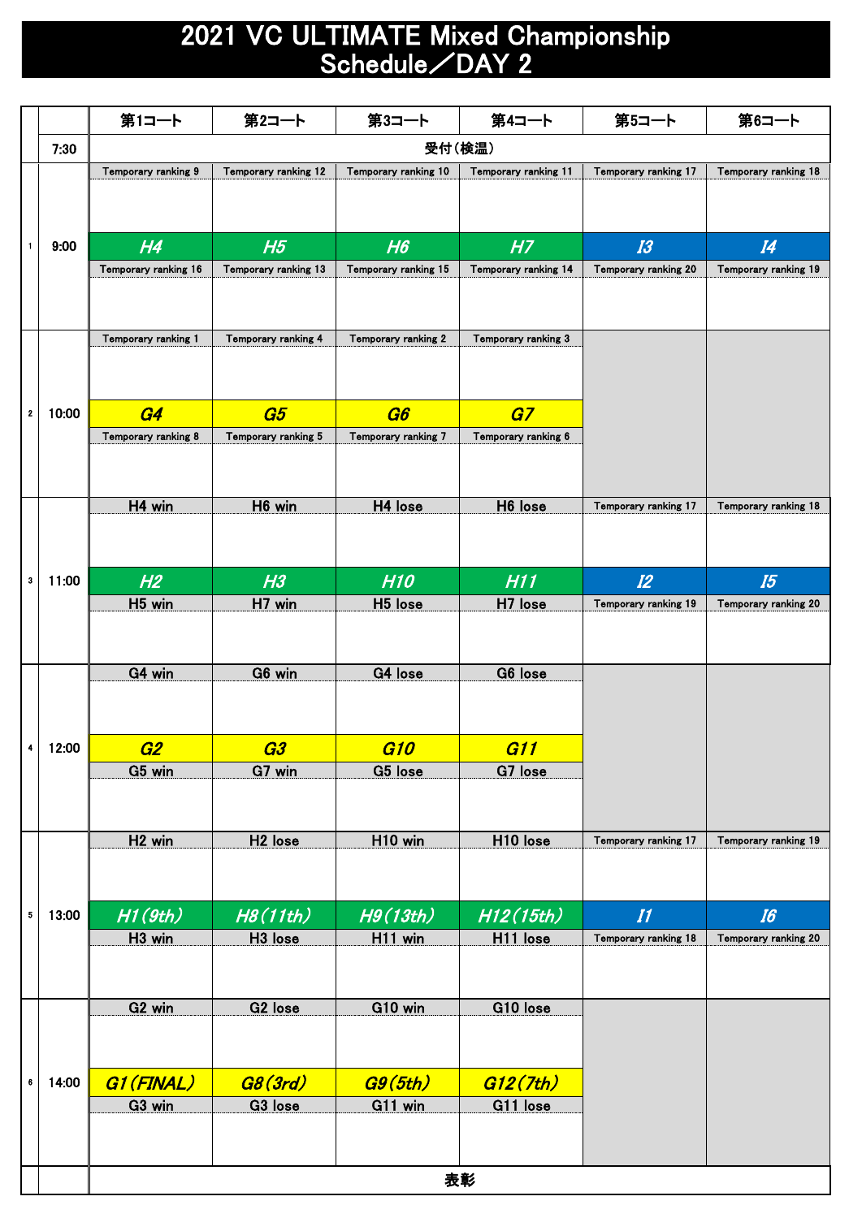# 2021 VC ULTIMATE Mixed Championship Schedule／DAY 2

| | | 第1コート | 第2コート | 第3コート | 第4コート | 第5コート | 第6コート |
|---|---|---|---|---|---|---|---|
| | 7:30 | 受付（検温） | | | | | |
| 1 | 9:00 | Temporary ranking 9<br>*H4*<br>Temporary ranking 16 | Temporary ranking 12<br>*H5*<br>Temporary ranking 13 | Temporary ranking 10<br>*H6*<br>Temporary ranking 15 | Temporary ranking 11<br>*H7*<br>Temporary ranking 14 | Temporary ranking 17<br>*I3*<br>Temporary ranking 20 | Temporary ranking 18<br>*I4*<br>Temporary ranking 19 |
| 2 | 10:00 | Temporary ranking 1<br>*G4*<br>Temporary ranking 8 | Temporary ranking 4<br>*G5*<br>Temporary ranking 5 | Temporary ranking 2<br>*G6*<br>Temporary ranking 7 | Temporary ranking 3<br>*G7*<br>Temporary ranking 6 | | |
| 3 | 11:00 | H4 win<br>*H2*<br>H5 win | H6 win<br>*H3*<br>H7 win | H4 lose<br>*H10*<br>H5 lose | H6 lose<br>*H11*<br>H7 lose | Temporary ranking 17<br>*I2*<br>Temporary ranking 19 | Temporary ranking 18<br>*I5*<br>Temporary ranking 20 |
| 4 | 12:00 | G4 win<br>*G2*<br>G5 win | G6 win<br>*G3*<br>G7 win | G4 lose<br>*G10*<br>G5 lose | G6 lose<br>*G11*<br>G7 lose | | |
| 5 | 13:00 | H2 win<br>*H1（9th）*<br>H3 win | H2 lose<br>*H8（11th）*<br>H3 lose | H10 win<br>*H9（13th）*<br>H11 win | H10 lose<br>*H12（15th）*<br>H11 lose | Temporary ranking 17<br>*I1*<br>Temporary ranking 18 | Temporary ranking 19<br>*I6*<br>Temporary ranking 20 |
| 6 | 14:00 | G2 win<br>*G1（FINAL）*<br>G3 win | G2 lose<br>*G8（3rd）*<br>G3 lose | G10 win<br>*G9（5th）*<br>G11 win | G10 lose<br>*G12（7th）*<br>G11 lose | | |
| | | 表彰 | | | | | |